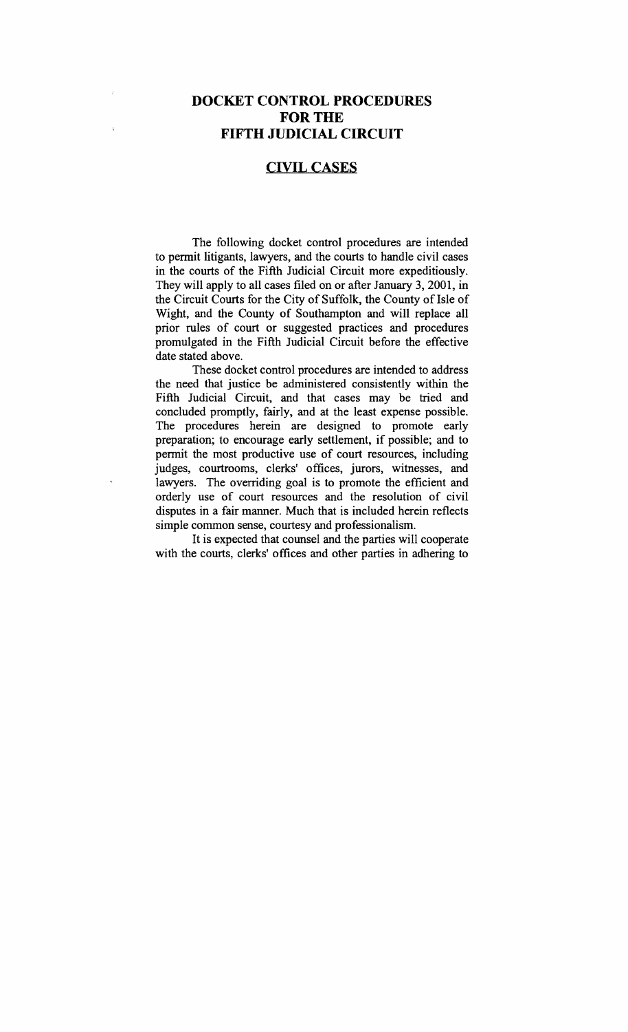# DOCKET CONTROL PROCEDURES FOR THE FIFTH JUDICIAL CIRCUIT

## CIVIL CASES

The following docket control procedures are intended to permit litigants, lawyers, and the courts to handle civil cases in the courts of the Fifth Judicial Circuit more expeditiously. They will apply to all cases filed on or after January 3, 2001, in the Circuit Courts for the City of Suffolk, the County of Isle of Wight, and the County of Southampton and will replace all prior rules of court or suggested practices and procedures promulgated in the Fifth Judicial Circuit before the effective date stated above.

These docket control procedures are intended to address the need that justice be administered consistently within the Fifth Judicial Circuit, and that cases may be tried and concluded promptly, fairly, and at the least expense possible. The procedures herein are designed to promote early preparation; to encourage early settlement, if possible; and to permit the most productive use of court resources, including judges, courtrooms, clerks' offices, jurors, witnesses, and lawyers. The overriding goal is to promote the efficient and orderly use of court resources and the resolution of civil disputes in a fair manner. Much that is included herein reflects simple common sense, courtesy and professionalism.

It is expected that counsel and the parties will cooperate with the courts, clerks' offices and other parties in adhering to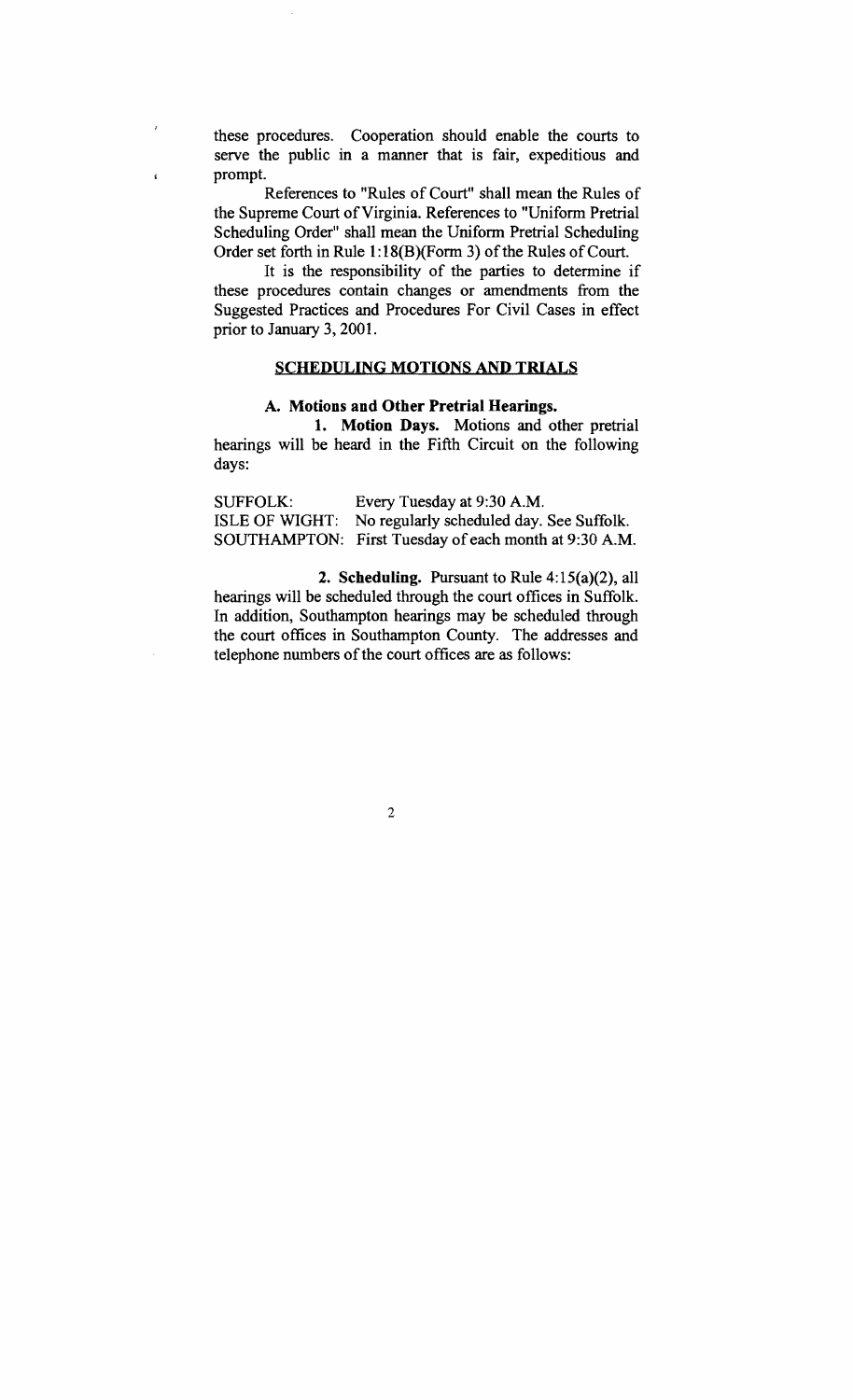these procedures. Cooperation should enable the courts to serve the public in a manner that is fair, expeditious and prompt.

References to "Rules of Court" shall mean the Rules of the Supreme Court of Virginia. References to "Uniform Pretrial Scheduling Order" shall mean the Uniform Pretrial Scheduling Order set forth in Rule 1:18(B)(Form 3) of the Rules of Court.

It is the responsibility of the parties to determine if these procedures contain changes or amendments from the Suggested Practices and Procedures For Civil Cases in effect prior to January 3, 2001.

## SCHEDULING MOTIONS AND TRIALS

### A. Motions and Other Pretrial Hearings.

**1. Motion Days.** Motions and other pretrial hearings will be heard in the Fifth Circuit on the following days:

| | |
|---|---|
| SUFFOLK: | Every Tuesday at 9:30 A.M. |
| ISLE OF WIGHT: | No regularly scheduled day. See Suffolk. |
| SOUTHAMPTON: | First Tuesday of each month at 9:30 A.M. |

**2. Scheduling.** Pursuant to Rule 4:15(a)(2), all hearings will be scheduled through the court offices in Suffolk. In addition, Southampton hearings may be scheduled through the court offices in Southampton County. The addresses and telephone numbers of the court offices are as follows: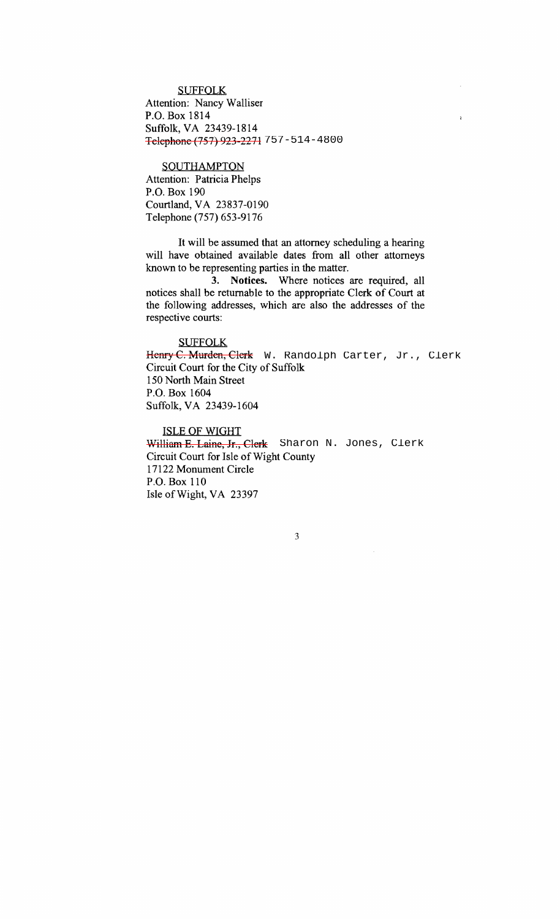SUFFOLK
Attention: Nancy Walliser
P.O. Box 1814
Suffolk, VA 23439-1814
~~Telephone (757) 923-2271~~ 757-514-4800

SOUTHAMPTON
Attention: Patricia Phelps
P.O. Box 190
Courtland, VA 23837-0190
Telephone (757) 653-9176

It will be assumed that an attorney scheduling a hearing will have obtained available dates from all other attorneys known to be representing parties in the matter.

**3. Notices.** Where notices are required, all notices shall be returnable to the appropriate Clerk of Court at the following addresses, which are also the addresses of the respective courts:

SUFFOLK
~~Henry C. Murden, Clerk~~ W. Randolph Carter, Jr., Clerk
Circuit Court for the City of Suffolk
150 North Main Street
P.O. Box 1604
Suffolk, VA 23439-1604

ISLE OF WIGHT
~~William E. Laine, Jr., Clerk~~ Sharon N. Jones, Clerk
Circuit Court for Isle of Wight County
17122 Monument Circle
P.O. Box 110
Isle of Wight, VA 23397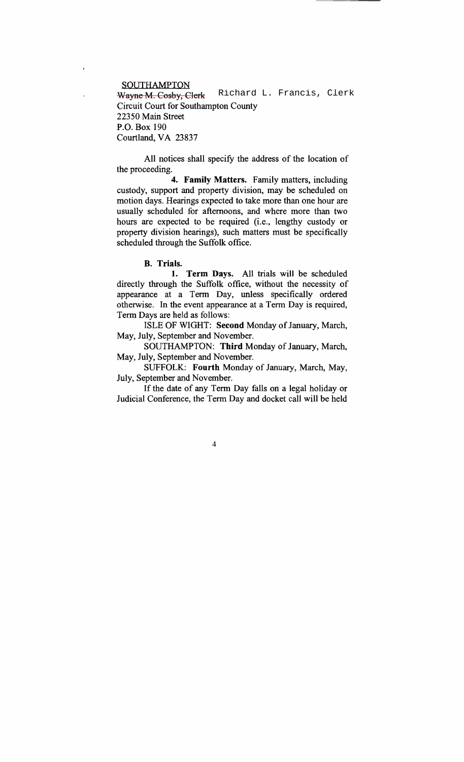SOUTHAMPTON
~~Wayne M. Cosby, Clerk~~ Richard L. Francis, Clerk
Circuit Court for Southampton County
22350 Main Street
P.O. Box 190
Courtland, VA 23837

All notices shall specify the address of the location of the proceeding.

**4. Family Matters.** Family matters, including custody, support and property division, may be scheduled on motion days. Hearings expected to take more than one hour are usually scheduled for afternoons, and where more than two hours are expected to be required (i.e., lengthy custody or property division hearings), such matters must be specifically scheduled through the Suffolk office.

**B. Trials.**

**1. Term Days.** All trials will be scheduled directly through the Suffolk office, without the necessity of appearance at a Term Day, unless specifically ordered otherwise. In the event appearance at a Term Day is required, Term Days are held as follows:

ISLE OF WIGHT: **Second** Monday of January, March, May, July, September and November.

SOUTHAMPTON: **Third** Monday of January, March, May, July, September and November.

SUFFOLK: **Fourth** Monday of January, March, May, July, September and November.

If the date of any Term Day falls on a legal holiday or Judicial Conference, the Term Day and docket call will be held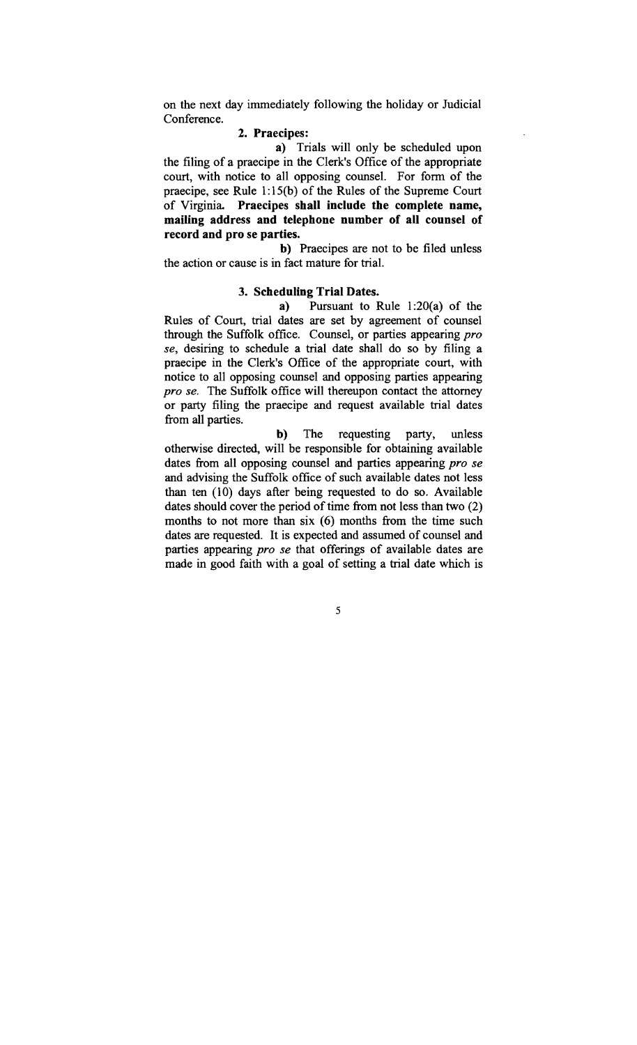on the next day immediately following the holiday or Judicial Conference.

**2. Praecipes:**

**a)** Trials will only be scheduled upon the filing of a praecipe in the Clerk's Office of the appropriate court, with notice to all opposing counsel. For form of the praecipe, see Rule 1:15(b) of the Rules of the Supreme Court of Virginia. **Praecipes shall include the complete name, mailing address and telephone number of all counsel of record and pro se parties.**

**b)** Praecipes are not to be filed unless the action or cause is in fact mature for trial.

**3. Scheduling Trial Dates.**

**a)** Pursuant to Rule 1:20(a) of the Rules of Court, trial dates are set by agreement of counsel through the Suffolk office. Counsel, or parties appearing *pro se*, desiring to schedule a trial date shall do so by filing a praecipe in the Clerk's Office of the appropriate court, with notice to all opposing counsel and opposing parties appearing *pro se*. The Suffolk office will thereupon contact the attorney or party filing the praecipe and request available trial dates from all parties.

**b)** The requesting party, unless otherwise directed, will be responsible for obtaining available dates from all opposing counsel and parties appearing *pro se* and advising the Suffolk office of such available dates not less than ten (10) days after being requested to do so. Available dates should cover the period of time from not less than two (2) months to not more than six (6) months from the time such dates are requested. It is expected and assumed of counsel and parties appearing *pro se* that offerings of available dates are made in good faith with a goal of setting a trial date which is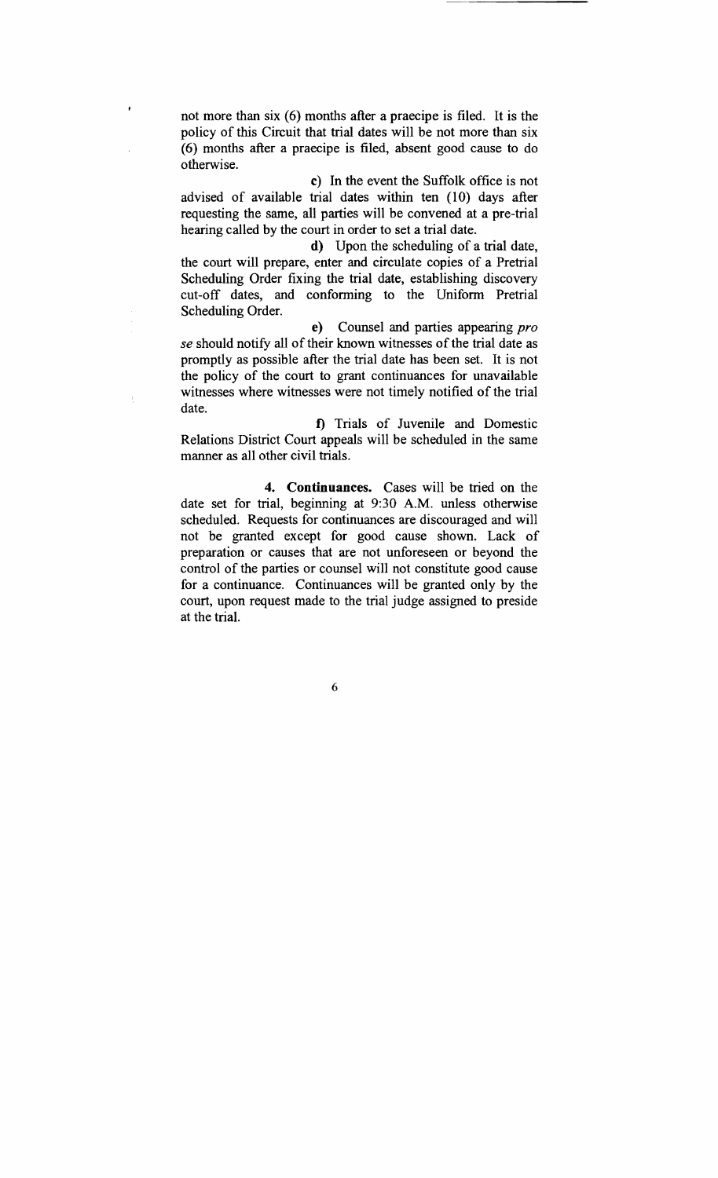not more than six (6) months after a praecipe is filed. It is the policy of this Circuit that trial dates will be not more than six (6) months after a praecipe is filed, absent good cause to do otherwise.

**c)** In the event the Suffolk office is not advised of available trial dates within ten (10) days after requesting the same, all parties will be convened at a pre-trial hearing called by the court in order to set a trial date.

**d)** Upon the scheduling of a trial date, the court will prepare, enter and circulate copies of a Pretrial Scheduling Order fixing the trial date, establishing discovery cut-off dates, and conforming to the Uniform Pretrial Scheduling Order.

**e)** Counsel and parties appearing *pro se* should notify all of their known witnesses of the trial date as promptly as possible after the trial date has been set. It is not the policy of the court to grant continuances for unavailable witnesses where witnesses were not timely notified of the trial date.

**f)** Trials of Juvenile and Domestic Relations District Court appeals will be scheduled in the same manner as all other civil trials.

**4. Continuances.** Cases will be tried on the date set for trial, beginning at 9:30 A.M. unless otherwise scheduled. Requests for continuances are discouraged and will not be granted except for good cause shown. Lack of preparation or causes that are not unforeseen or beyond the control of the parties or counsel will not constitute good cause for a continuance. Continuances will be granted only by the court, upon request made to the trial judge assigned to preside at the trial.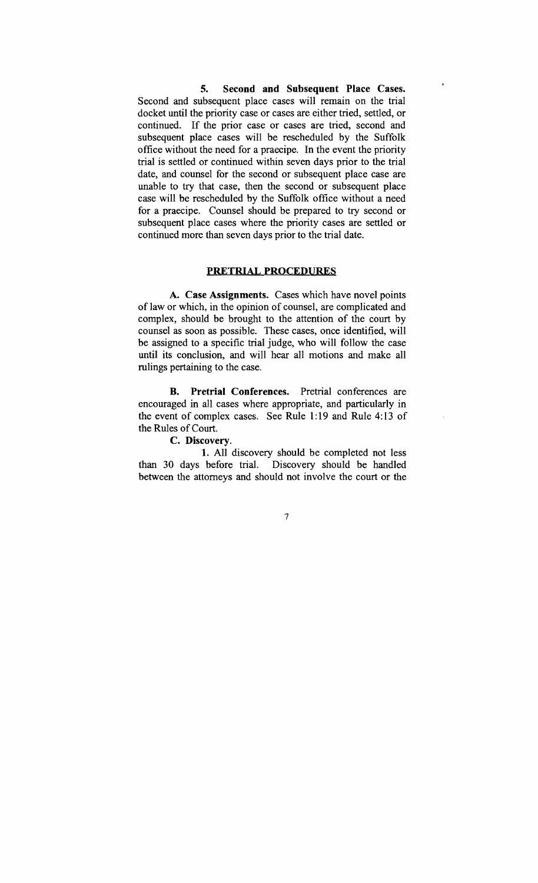**5. Second and Subsequent Place Cases.** Second and subsequent place cases will remain on the trial docket until the priority case or cases are either tried, settled, or continued. If the prior case or cases are tried, second and subsequent place cases will be rescheduled by the Suffolk office without the need for a praecipe. In the event the priority trial is settled or continued within seven days prior to the trial date, and counsel for the second or subsequent place case are unable to try that case, then the second or subsequent place case will be rescheduled by the Suffolk office without a need for a praecipe. Counsel should be prepared to try second or subsequent place cases where the priority cases are settled or continued more than seven days prior to the trial date.

## PRETRIAL PROCEDURES

**A. Case Assignments.** Cases which have novel points of law or which, in the opinion of counsel, are complicated and complex, should be brought to the attention of the court by counsel as soon as possible. These cases, once identified, will be assigned to a specific trial judge, who will follow the case until its conclusion, and will hear all motions and make all rulings pertaining to the case.

**B. Pretrial Conferences.** Pretrial conferences are encouraged in all cases where appropriate, and particularly in the event of complex cases. See Rule 1:19 and Rule 4:13 of the Rules of Court.

**C. Discovery.**

**1.** All discovery should be completed not less than 30 days before trial. Discovery should be handled between the attorneys and should not involve the court or the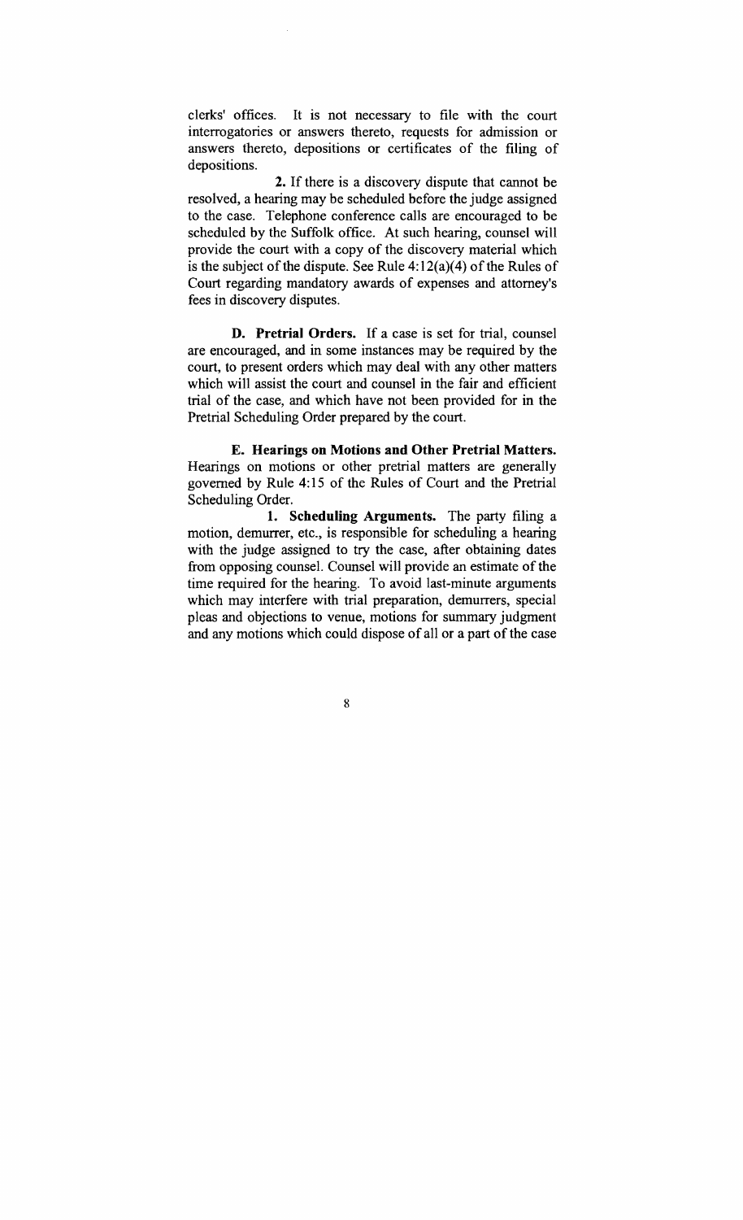clerks' offices. It is not necessary to file with the court interrogatories or answers thereto, requests for admission or answers thereto, depositions or certificates of the filing of depositions.

**2.** If there is a discovery dispute that cannot be resolved, a hearing may be scheduled before the judge assigned to the case. Telephone conference calls are encouraged to be scheduled by the Suffolk office. At such hearing, counsel will provide the court with a copy of the discovery material which is the subject of the dispute. See Rule 4:12(a)(4) of the Rules of Court regarding mandatory awards of expenses and attorney's fees in discovery disputes.

**D. Pretrial Orders.** If a case is set for trial, counsel are encouraged, and in some instances may be required by the court, to present orders which may deal with any other matters which will assist the court and counsel in the fair and efficient trial of the case, and which have not been provided for in the Pretrial Scheduling Order prepared by the court.

**E. Hearings on Motions and Other Pretrial Matters.** Hearings on motions or other pretrial matters are generally governed by Rule 4:15 of the Rules of Court and the Pretrial Scheduling Order.

**1. Scheduling Arguments.** The party filing a motion, demurrer, etc., is responsible for scheduling a hearing with the judge assigned to try the case, after obtaining dates from opposing counsel. Counsel will provide an estimate of the time required for the hearing. To avoid last-minute arguments which may interfere with trial preparation, demurrers, special pleas and objections to venue, motions for summary judgment and any motions which could dispose of all or a part of the case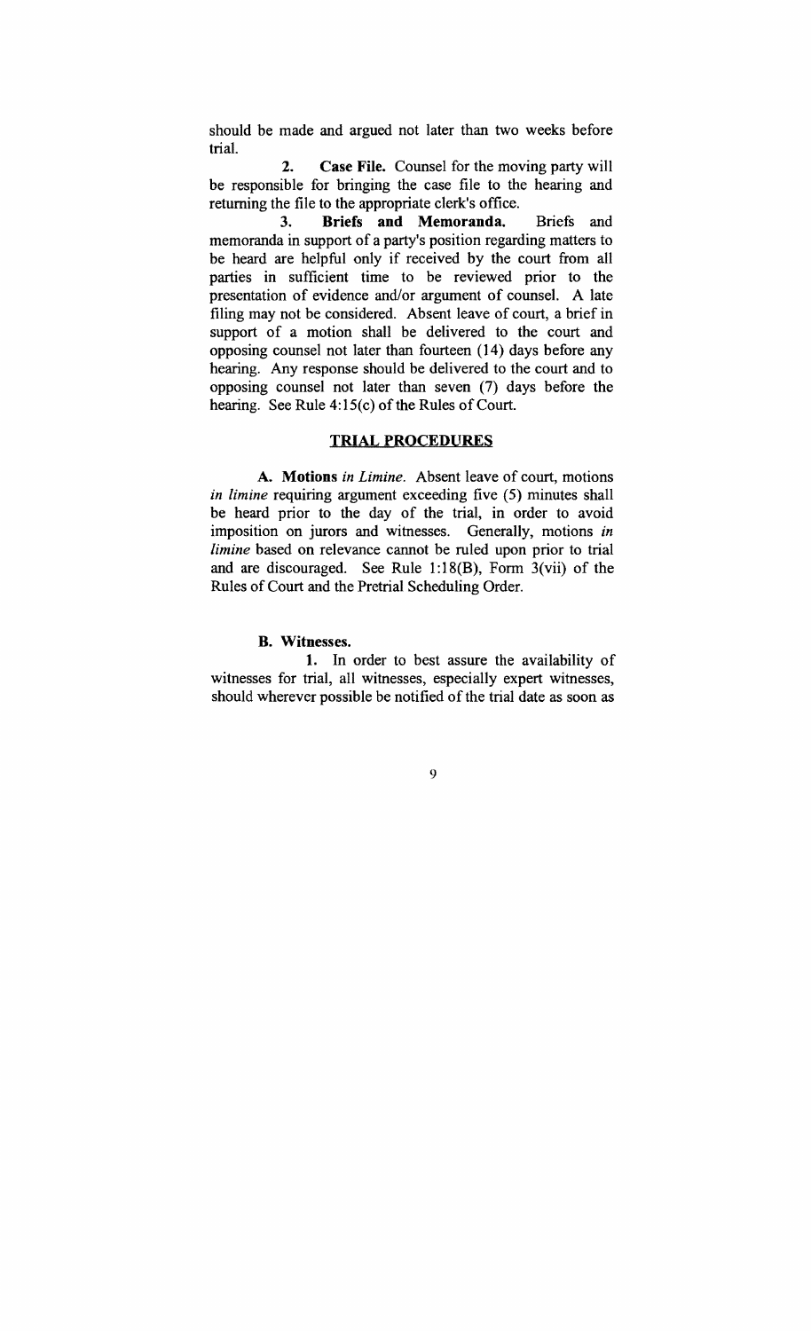should be made and argued not later than two weeks before trial.

**2. Case File.** Counsel for the moving party will be responsible for bringing the case file to the hearing and returning the file to the appropriate clerk's office.

**3. Briefs and Memoranda.** Briefs and memoranda in support of a party's position regarding matters to be heard are helpful only if received by the court from all parties in sufficient time to be reviewed prior to the presentation of evidence and/or argument of counsel. A late filing may not be considered. Absent leave of court, a brief in support of a motion shall be delivered to the court and opposing counsel not later than fourteen (14) days before any hearing. Any response should be delivered to the court and to opposing counsel not later than seven (7) days before the hearing. See Rule 4:15(c) of the Rules of Court.

## TRIAL PROCEDURES

**A. Motions *in Limine*.** Absent leave of court, motions *in limine* requiring argument exceeding five (5) minutes shall be heard prior to the day of the trial, in order to avoid imposition on jurors and witnesses. Generally, motions *in limine* based on relevance cannot be ruled upon prior to trial and are discouraged. See Rule 1:18(B), Form 3(vii) of the Rules of Court and the Pretrial Scheduling Order.

**B. Witnesses.**

**1.** In order to best assure the availability of witnesses for trial, all witnesses, especially expert witnesses, should wherever possible be notified of the trial date as soon as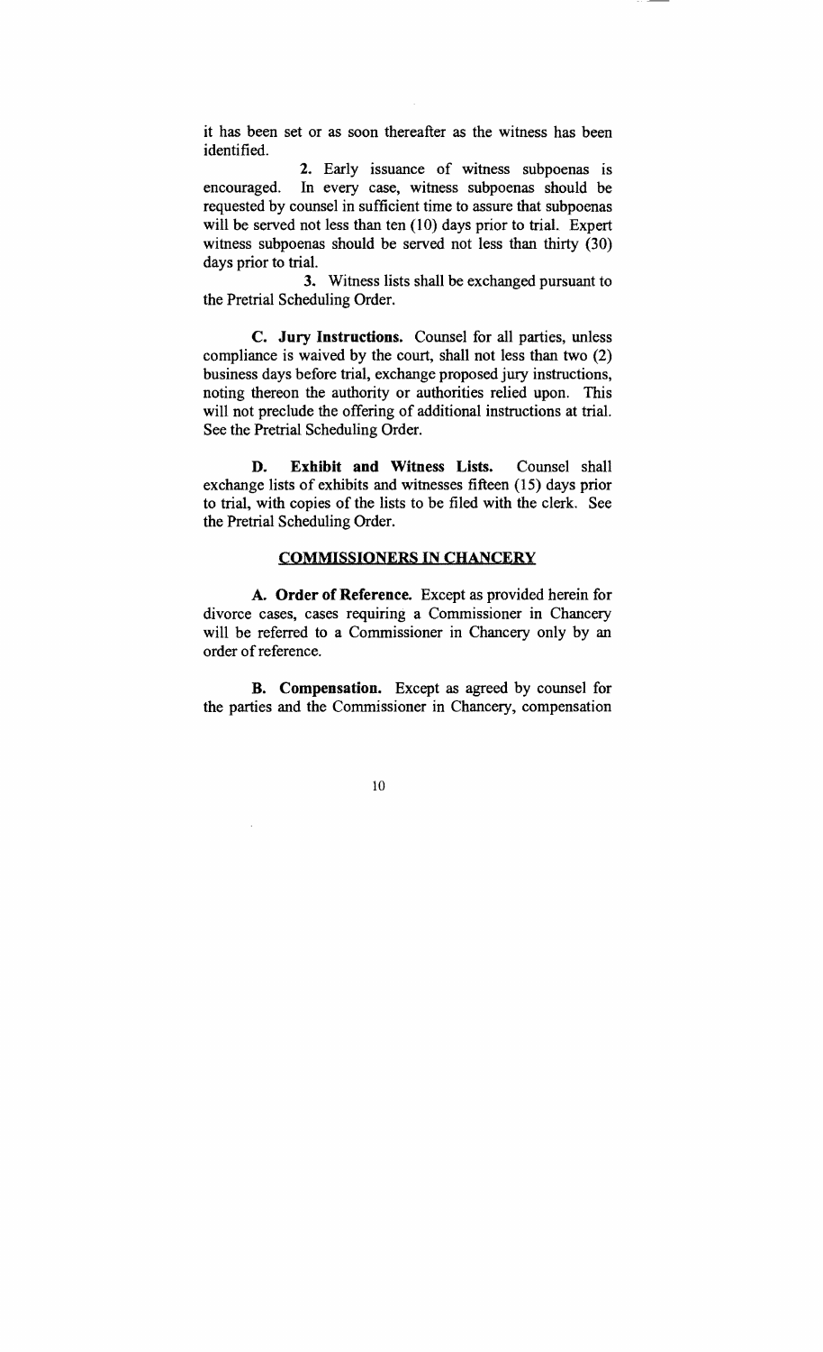it has been set or as soon thereafter as the witness has been identified.

**2.** Early issuance of witness subpoenas is encouraged. In every case, witness subpoenas should be requested by counsel in sufficient time to assure that subpoenas will be served not less than ten (10) days prior to trial. Expert witness subpoenas should be served not less than thirty (30) days prior to trial.

**3.** Witness lists shall be exchanged pursuant to the Pretrial Scheduling Order.

**C. Jury Instructions.** Counsel for all parties, unless compliance is waived by the court, shall not less than two (2) business days before trial, exchange proposed jury instructions, noting thereon the authority or authorities relied upon. This will not preclude the offering of additional instructions at trial. See the Pretrial Scheduling Order.

**D. Exhibit and Witness Lists.** Counsel shall exchange lists of exhibits and witnesses fifteen (15) days prior to trial, with copies of the lists to be filed with the clerk. See the Pretrial Scheduling Order.

## COMMISSIONERS IN CHANCERY

**A. Order of Reference.** Except as provided herein for divorce cases, cases requiring a Commissioner in Chancery will be referred to a Commissioner in Chancery only by an order of reference.

**B. Compensation.** Except as agreed by counsel for the parties and the Commissioner in Chancery, compensation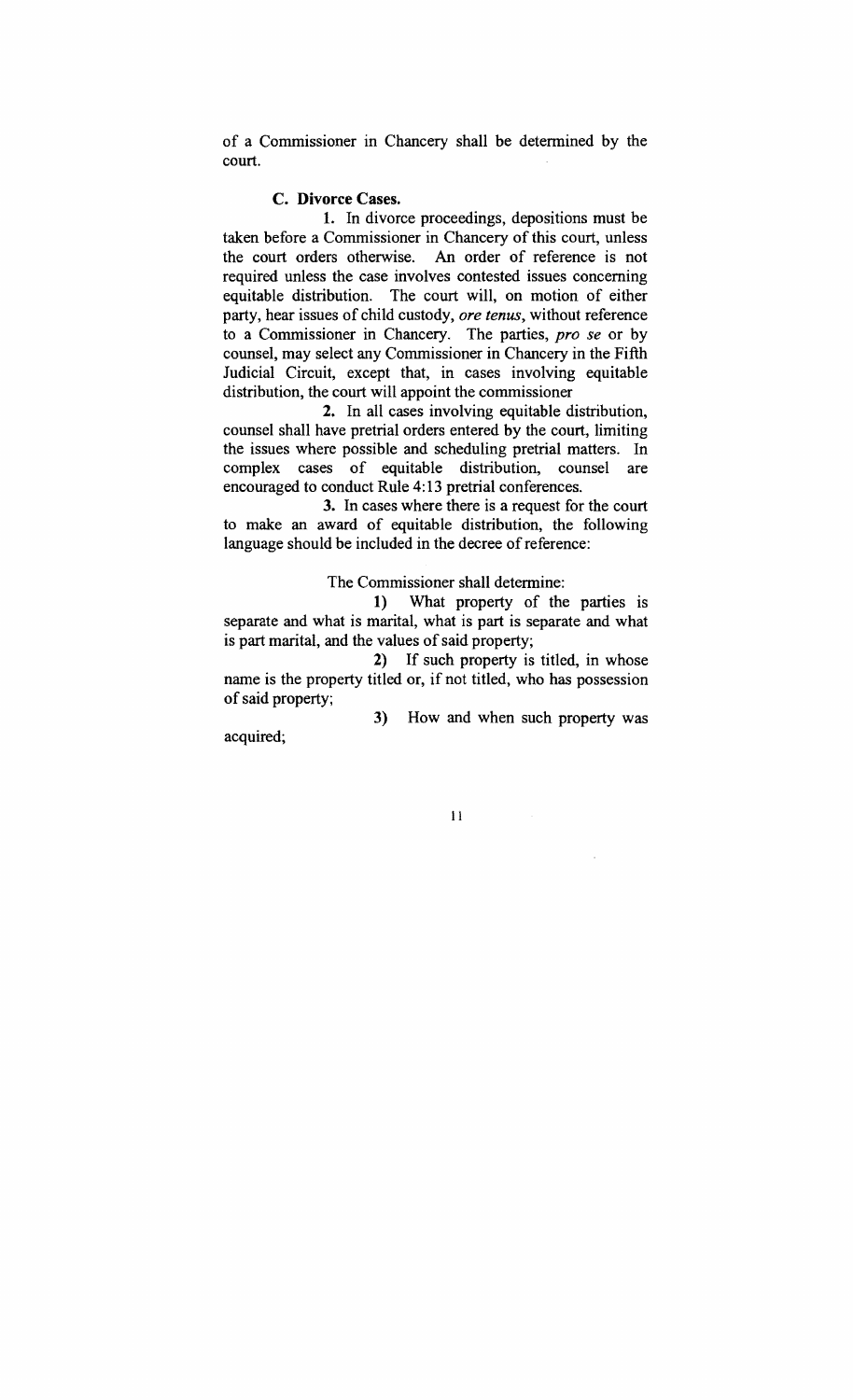of a Commissioner in Chancery shall be determined by the court.

**C. Divorce Cases.**

**1.** In divorce proceedings, depositions must be taken before a Commissioner in Chancery of this court, unless the court orders otherwise. An order of reference is not required unless the case involves contested issues concerning equitable distribution. The court will, on motion of either party, hear issues of child custody, *ore tenus*, without reference to a Commissioner in Chancery. The parties, *pro se* or by counsel, may select any Commissioner in Chancery in the Fifth Judicial Circuit, except that, in cases involving equitable distribution, the court will appoint the commissioner

**2.** In all cases involving equitable distribution, counsel shall have pretrial orders entered by the court, limiting the issues where possible and scheduling pretrial matters. In complex cases of equitable distribution, counsel are encouraged to conduct Rule 4:13 pretrial conferences.

**3.** In cases where there is a request for the court to make an award of equitable distribution, the following language should be included in the decree of reference:

The Commissioner shall determine:

**1)** What property of the parties is separate and what is marital, what is part is separate and what is part marital, and the values of said property;

**2)** If such property is titled, in whose name is the property titled or, if not titled, who has possession of said property;

**3)** How and when such property was acquired;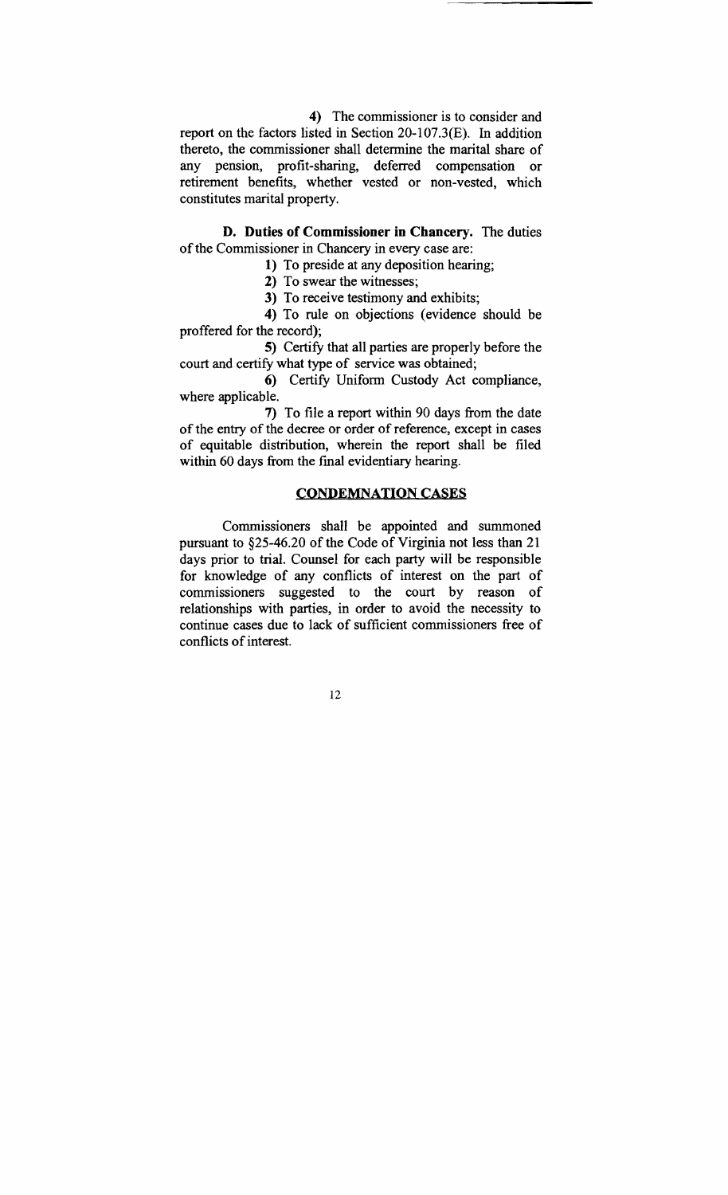**4)** The commissioner is to consider and report on the factors listed in Section 20-107.3(E). In addition thereto, the commissioner shall determine the marital share of any pension, profit-sharing, deferred compensation or retirement benefits, whether vested or non-vested, which constitutes marital property.

**D. Duties of Commissioner in Chancery.** The duties of the Commissioner in Chancery in every case are:

**1)** To preside at any deposition hearing;

**2)** To swear the witnesses;

**3)** To receive testimony and exhibits;

**4)** To rule on objections (evidence should be proffered for the record);

**5)** Certify that all parties are properly before the court and certify what type of service was obtained;

**6)** Certify Uniform Custody Act compliance, where applicable.

**7)** To file a report within 90 days from the date of the entry of the decree or order of reference, except in cases of equitable distribution, wherein the report shall be filed within 60 days from the final evidentiary hearing.

## CONDEMNATION CASES

Commissioners shall be appointed and summoned pursuant to §25-46.20 of the Code of Virginia not less than 21 days prior to trial. Counsel for each party will be responsible for knowledge of any conflicts of interest on the part of commissioners suggested to the court by reason of relationships with parties, in order to avoid the necessity to continue cases due to lack of sufficient commissioners free of conflicts of interest.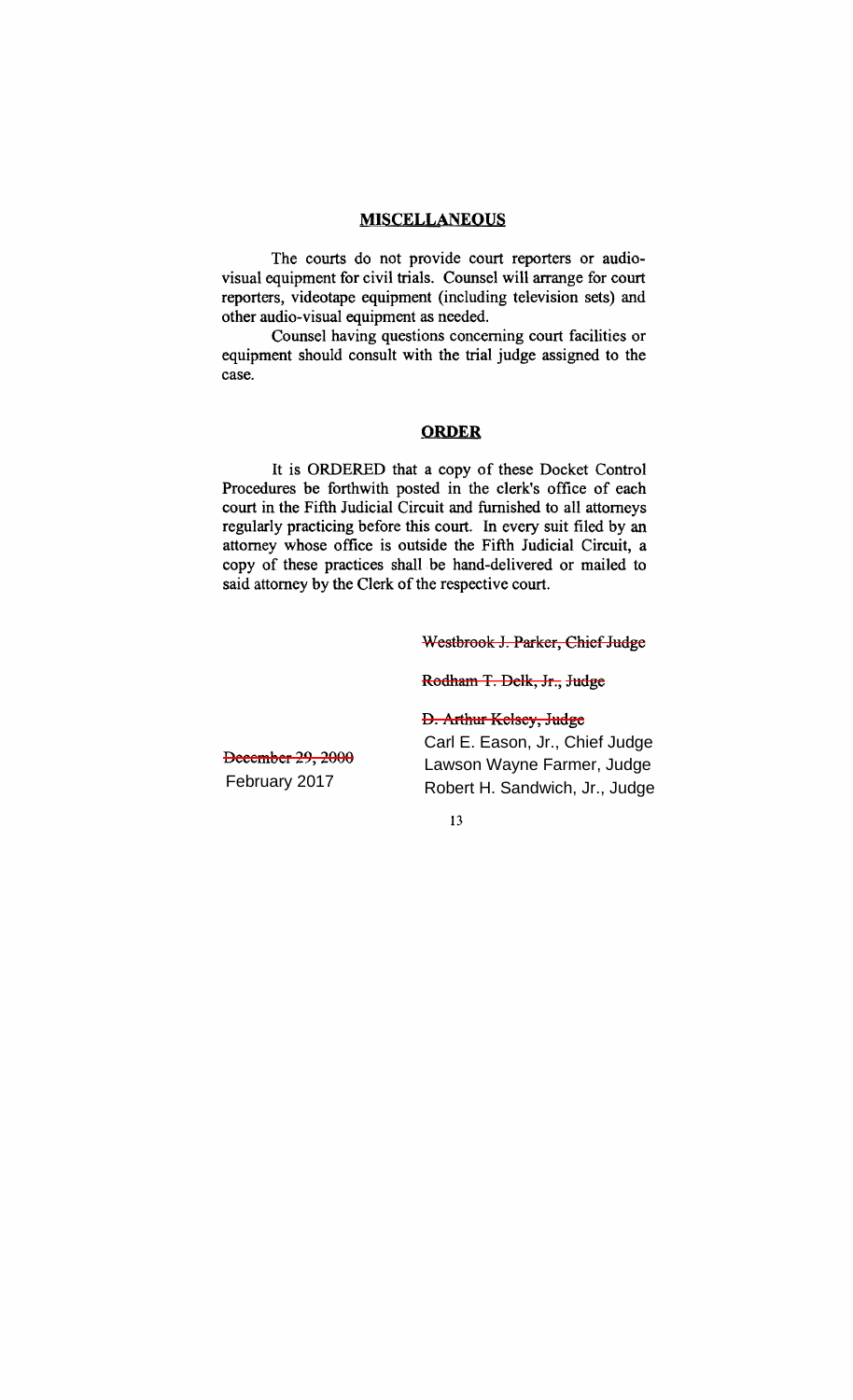## MISCELLANEOUS

The courts do not provide court reporters or audio-visual equipment for civil trials. Counsel will arrange for court reporters, videotape equipment (including television sets) and other audio-visual equipment as needed.

Counsel having questions concerning court facilities or equipment should consult with the trial judge assigned to the case.

## ORDER

It is ORDERED that a copy of these Docket Control Procedures be forthwith posted in the clerk's office of each court in the Fifth Judicial Circuit and furnished to all attorneys regularly practicing before this court. In every suit filed by an attorney whose office is outside the Fifth Judicial Circuit, a copy of these practices shall be hand-delivered or mailed to said attorney by the Clerk of the respective court.

~~Westbrook J. Parker, Chief Judge~~

~~Rodham T. Delk, Jr., Judge~~

~~D. Arthur Kelsey, Judge~~

Carl E. Eason, Jr., Chief Judge

Lawson Wayne Farmer, Judge

Robert H. Sandwich, Jr., Judge

~~December 29, 2000~~

February 2017